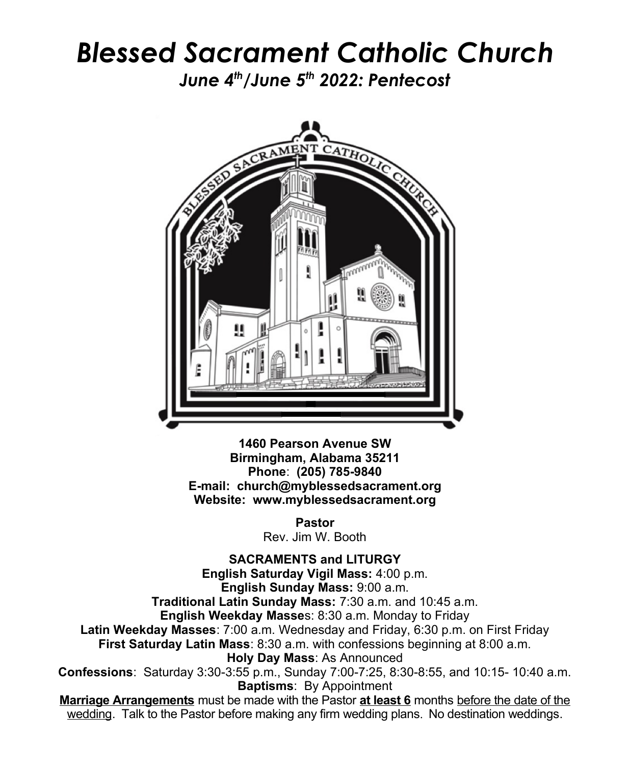# *Blessed Sacrament Catholic Church*

## *June 4th/June 5th 2022: Pentecost*

**1460 Pearson Avenue SW**
**Birmingham, Alabama 35211**
**Phone**: **(205) 785-9840**
**E-mail: church@myblessedsacrament.org**
**Website: www.myblessedsacrament.org**

**Pastor**
Rev. Jim W. Booth

**SACRAMENTS and LITURGY**

**English Saturday Vigil Mass:** 4:00 p.m.
**English Sunday Mass:** 9:00 a.m.
**Traditional Latin Sunday Mass:** 7:30 a.m. and 10:45 a.m.
**English Weekday Masse**s: 8:30 a.m. Monday to Friday
**Latin Weekday Masses**: 7:00 a.m. Wednesday and Friday, 6:30 p.m. on First Friday
**First Saturday Latin Mass**: 8:30 a.m. with confessions beginning at 8:00 a.m.
**Holy Day Mass**: As Announced
**Confessions**: Saturday 3:30-3:55 p.m., Sunday 7:00-7:25, 8:30-8:55, and 10:15- 10:40 a.m.
**Baptisms**: By Appointment

**Marriage Arrangements** must be made with the Pastor **at least 6** months before the date of the wedding. Talk to the Pastor before making any firm wedding plans. No destination weddings.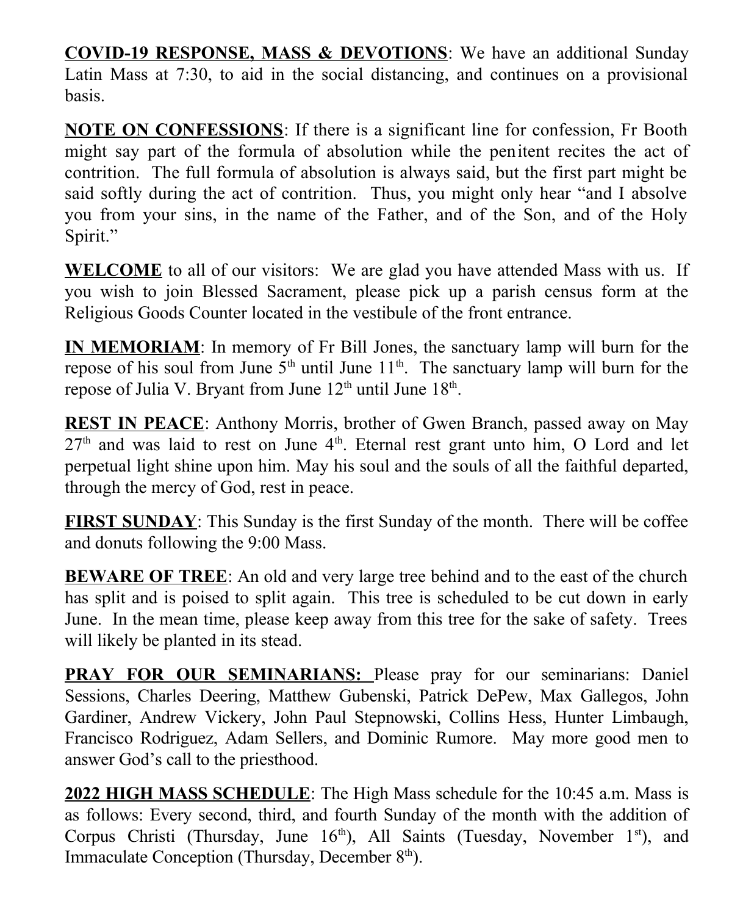**<u>COVID-19 RESPONSE, MASS & DEVOTIONS</u>**: We have an additional Sunday Latin Mass at 7:30, to aid in the social distancing, and continues on a provisional basis.

**<u>NOTE ON CONFESSIONS</u>**: If there is a significant line for confession, Fr Booth might say part of the formula of absolution while the penitent recites the act of contrition. The full formula of absolution is always said, but the first part might be said softly during the act of contrition. Thus, you might only hear "and I absolve you from your sins, in the name of the Father, and of the Son, and of the Holy Spirit."

**<u>WELCOME</u>** to all of our visitors: We are glad you have attended Mass with us. If you wish to join Blessed Sacrament, please pick up a parish census form at the Religious Goods Counter located in the vestibule of the front entrance.

**<u>IN MEMORIAM</u>**: In memory of Fr Bill Jones, the sanctuary lamp will burn for the repose of his soul from June 5th until June 11th. The sanctuary lamp will burn for the repose of Julia V. Bryant from June 12th until June 18th.

**<u>REST IN PEACE</u>**: Anthony Morris, brother of Gwen Branch, passed away on May 27th and was laid to rest on June 4th. Eternal rest grant unto him, O Lord and let perpetual light shine upon him. May his soul and the souls of all the faithful departed, through the mercy of God, rest in peace.

**<u>FIRST SUNDAY</u>**: This Sunday is the first Sunday of the month. There will be coffee and donuts following the 9:00 Mass.

**<u>BEWARE OF TREE</u>**: An old and very large tree behind and to the east of the church has split and is poised to split again. This tree is scheduled to be cut down in early June. In the mean time, please keep away from this tree for the sake of safety. Trees will likely be planted in its stead.

**<u>PRAY FOR OUR SEMINARIANS:</u>** Please pray for our seminarians: Daniel Sessions, Charles Deering, Matthew Gubenski, Patrick DePew, Max Gallegos, John Gardiner, Andrew Vickery, John Paul Stepnowski, Collins Hess, Hunter Limbaugh, Francisco Rodriguez, Adam Sellers, and Dominic Rumore. May more good men to answer God's call to the priesthood.

**<u>2022 HIGH MASS SCHEDULE</u>**: The High Mass schedule for the 10:45 a.m. Mass is as follows: Every second, third, and fourth Sunday of the month with the addition of Corpus Christi (Thursday, June 16th), All Saints (Tuesday, November 1st), and Immaculate Conception (Thursday, December 8th).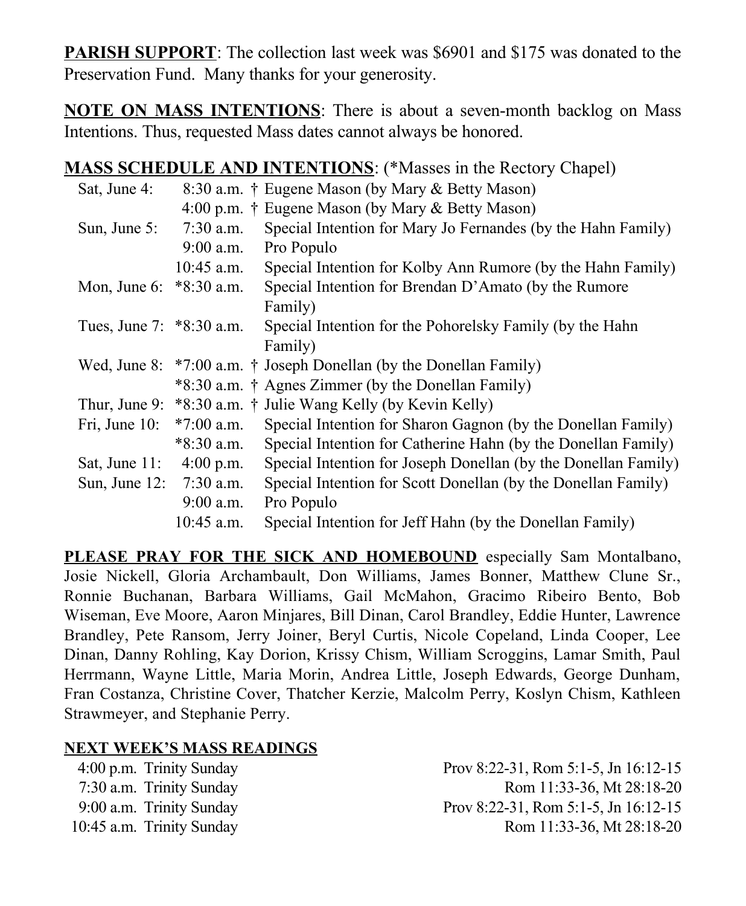**PARISH SUPPORT**: The collection last week was $6901 and $175 was donated to the Preservation Fund. Many thanks for your generosity.

**NOTE ON MASS INTENTIONS**: There is about a seven-month backlog on Mass Intentions. Thus, requested Mass dates cannot always be honored.

**MASS SCHEDULE AND INTENTIONS**: (*Masses in the Rectory Chapel)

| Date | Time | Intention |
|---|---|---|
| Sat, June 4: | 8:30 a.m. | † Eugene Mason (by Mary & Betty Mason) |
| | 4:00 p.m. | † Eugene Mason (by Mary & Betty Mason) |
| Sun, June 5: | 7:30 a.m. | Special Intention for Mary Jo Fernandes (by the Hahn Family) |
| | 9:00 a.m. | Pro Populo |
| | 10:45 a.m. | Special Intention for Kolby Ann Rumore (by the Hahn Family) |
| Mon, June 6: | *8:30 a.m. | Special Intention for Brendan D'Amato (by the Rumore Family) |
| Tues, June 7: | *8:30 a.m. | Special Intention for the Pohorelsky Family (by the Hahn Family) |
| Wed, June 8: | *7:00 a.m. | † Joseph Donellan (by the Donellan Family) |
| | *8:30 a.m. | † Agnes Zimmer (by the Donellan Family) |
| Thur, June 9: | *8:30 a.m. | † Julie Wang Kelly (by Kevin Kelly) |
| Fri, June 10: | *7:00 a.m. | Special Intention for Sharon Gagnon (by the Donellan Family) |
| | *8:30 a.m. | Special Intention for Catherine Hahn (by the Donellan Family) |
| Sat, June 11: | 4:00 p.m. | Special Intention for Joseph Donellan (by the Donellan Family) |
| Sun, June 12: | 7:30 a.m. | Special Intention for Scott Donellan (by the Donellan Family) |
| | 9:00 a.m. | Pro Populo |
| | 10:45 a.m. | Special Intention for Jeff Hahn (by the Donellan Family) |

**PLEASE PRAY FOR THE SICK AND HOMEBOUND** especially Sam Montalbano, Josie Nickell, Gloria Archambault, Don Williams, James Bonner, Matthew Clune Sr., Ronnie Buchanan, Barbara Williams, Gail McMahon, Gracimo Ribeiro Bento, Bob Wiseman, Eve Moore, Aaron Minjares, Bill Dinan, Carol Brandley, Eddie Hunter, Lawrence Brandley, Pete Ransom, Jerry Joiner, Beryl Curtis, Nicole Copeland, Linda Cooper, Lee Dinan, Danny Rohling, Kay Dorion, Krissy Chism, William Scroggins, Lamar Smith, Paul Herrmann, Wayne Little, Maria Morin, Andrea Little, Joseph Edwards, George Dunham, Fran Costanza, Christine Cover, Thatcher Kerzie, Malcolm Perry, Koslyn Chism, Kathleen Strawmeyer, and Stephanie Perry.

**NEXT WEEK'S MASS READINGS**

| Time | Occasion | Readings |
|---|---|---|
| 4:00 p.m. | Trinity Sunday | Prov 8:22-31, Rom 5:1-5, Jn 16:12-15 |
| 7:30 a.m. | Trinity Sunday | Rom 11:33-36, Mt 28:18-20 |
| 9:00 a.m. | Trinity Sunday | Prov 8:22-31, Rom 5:1-5, Jn 16:12-15 |
| 10:45 a.m. | Trinity Sunday | Rom 11:33-36, Mt 28:18-20 |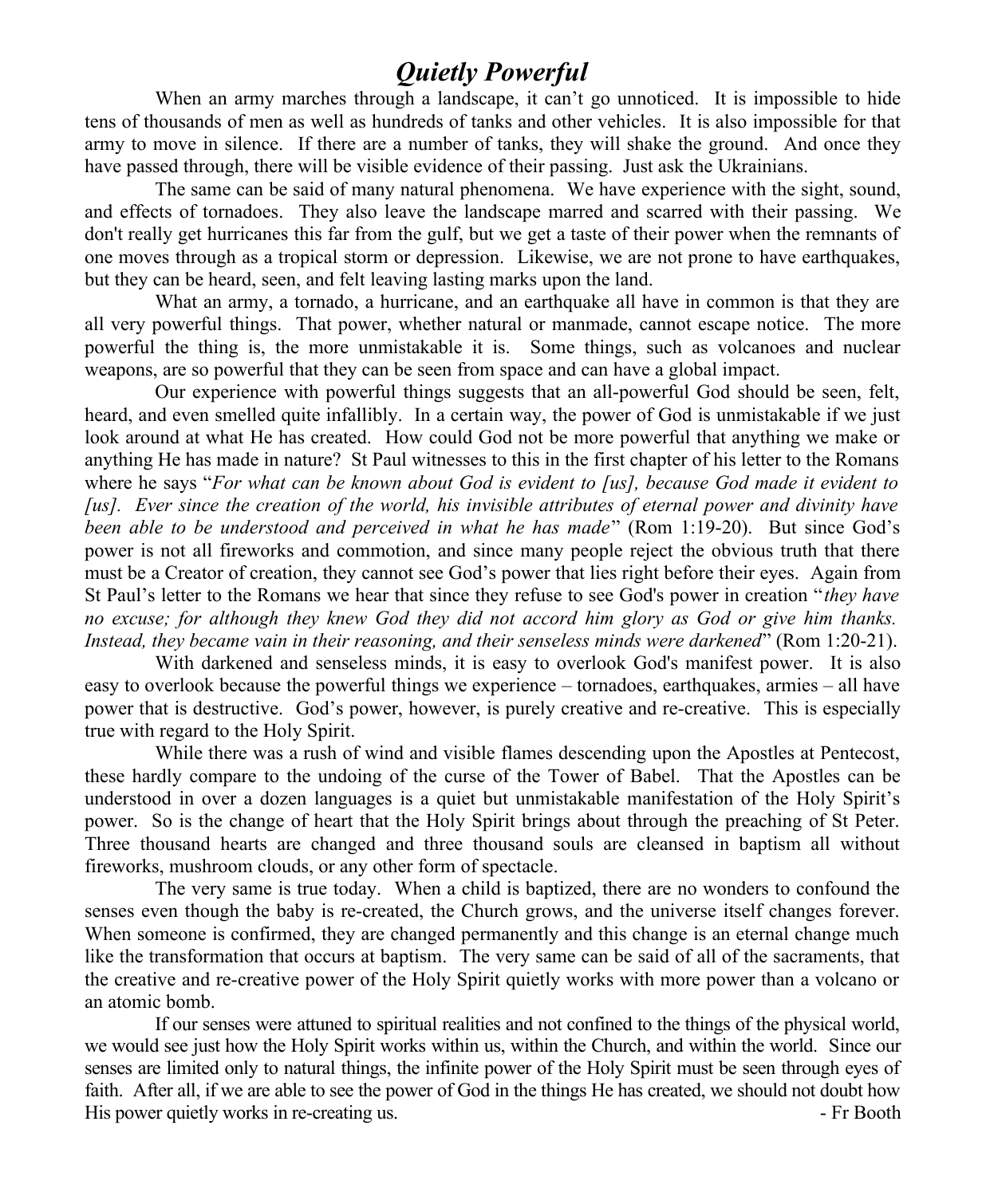# *Quietly Powerful*

When an army marches through a landscape, it can't go unnoticed. It is impossible to hide tens of thousands of men as well as hundreds of tanks and other vehicles. It is also impossible for that army to move in silence. If there are a number of tanks, they will shake the ground. And once they have passed through, there will be visible evidence of their passing. Just ask the Ukrainians.

The same can be said of many natural phenomena. We have experience with the sight, sound, and effects of tornadoes. They also leave the landscape marred and scarred with their passing. We don't really get hurricanes this far from the gulf, but we get a taste of their power when the remnants of one moves through as a tropical storm or depression. Likewise, we are not prone to have earthquakes, but they can be heard, seen, and felt leaving lasting marks upon the land.

What an army, a tornado, a hurricane, and an earthquake all have in common is that they are all very powerful things. That power, whether natural or manmade, cannot escape notice. The more powerful the thing is, the more unmistakable it is. Some things, such as volcanoes and nuclear weapons, are so powerful that they can be seen from space and can have a global impact.

Our experience with powerful things suggests that an all-powerful God should be seen, felt, heard, and even smelled quite infallibly. In a certain way, the power of God is unmistakable if we just look around at what He has created. How could God not be more powerful that anything we make or anything He has made in nature? St Paul witnesses to this in the first chapter of his letter to the Romans where he says "*For what can be known about God is evident to [us], because God made it evident to [us]. Ever since the creation of the world, his invisible attributes of eternal power and divinity have been able to be understood and perceived in what he has made*" (Rom 1:19-20). But since God's power is not all fireworks and commotion, and since many people reject the obvious truth that there must be a Creator of creation, they cannot see God's power that lies right before their eyes. Again from St Paul's letter to the Romans we hear that since they refuse to see God's power in creation "*they have no excuse; for although they knew God they did not accord him glory as God or give him thanks. Instead, they became vain in their reasoning, and their senseless minds were darkened*" (Rom 1:20-21).

With darkened and senseless minds, it is easy to overlook God's manifest power. It is also easy to overlook because the powerful things we experience – tornadoes, earthquakes, armies – all have power that is destructive. God's power, however, is purely creative and re-creative. This is especially true with regard to the Holy Spirit.

While there was a rush of wind and visible flames descending upon the Apostles at Pentecost, these hardly compare to the undoing of the curse of the Tower of Babel. That the Apostles can be understood in over a dozen languages is a quiet but unmistakable manifestation of the Holy Spirit's power. So is the change of heart that the Holy Spirit brings about through the preaching of St Peter. Three thousand hearts are changed and three thousand souls are cleansed in baptism all without fireworks, mushroom clouds, or any other form of spectacle.

The very same is true today. When a child is baptized, there are no wonders to confound the senses even though the baby is re-created, the Church grows, and the universe itself changes forever. When someone is confirmed, they are changed permanently and this change is an eternal change much like the transformation that occurs at baptism. The very same can be said of all of the sacraments, that the creative and re-creative power of the Holy Spirit quietly works with more power than a volcano or an atomic bomb.

If our senses were attuned to spiritual realities and not confined to the things of the physical world, we would see just how the Holy Spirit works within us, within the Church, and within the world. Since our senses are limited only to natural things, the infinite power of the Holy Spirit must be seen through eyes of faith. After all, if we are able to see the power of God in the things He has created, we should not doubt how His power quietly works in re-creating us.

\- Fr Booth